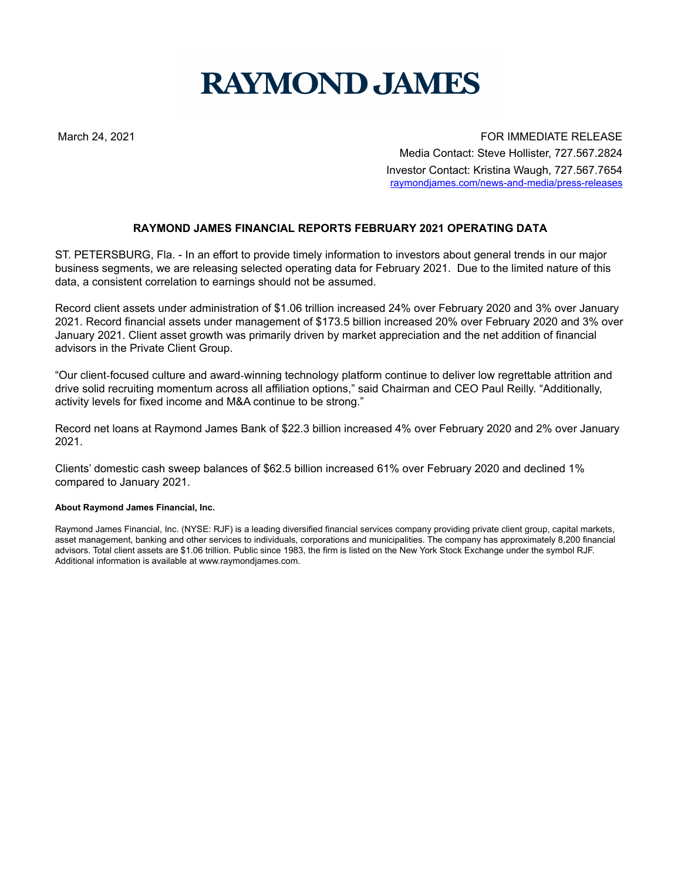# RAYMOND JAMES

March 24, 2021

FOR IMMEDIATE RELEASE

Media Contact: Steve Hollister, 727.567.2824

Investor Contact: Kristina Waugh, 727.567.7654

raymondjames.com/news-and-media/press-releases

## RAYMOND JAMES FINANCIAL REPORTS FEBRUARY 2021 OPERATING DATA

ST. PETERSBURG, Fla. - In an effort to provide timely information to investors about general trends in our major business segments, we are releasing selected operating data for February 2021. Due to the limited nature of this data, a consistent correlation to earnings should not be assumed.

Record client assets under administration of $1.06 trillion increased 24% over February 2020 and 3% over January 2021. Record financial assets under management of $173.5 billion increased 20% over February 2020 and 3% over January 2021. Client asset growth was primarily driven by market appreciation and the net addition of financial advisors in the Private Client Group.

"Our client-focused culture and award-winning technology platform continue to deliver low regrettable attrition and drive solid recruiting momentum across all affiliation options," said Chairman and CEO Paul Reilly. "Additionally, activity levels for fixed income and M&A continue to be strong."

Record net loans at Raymond James Bank of $22.3 billion increased 4% over February 2020 and 2% over January 2021.

Clients' domestic cash sweep balances of $62.5 billion increased 61% over February 2020 and declined 1% compared to January 2021.

**About Raymond James Financial, Inc.**

Raymond James Financial, Inc. (NYSE: RJF) is a leading diversified financial services company providing private client group, capital markets, asset management, banking and other services to individuals, corporations and municipalities. The company has approximately 8,200 financial advisors. Total client assets are $1.06 trillion. Public since 1983, the firm is listed on the New York Stock Exchange under the symbol RJF. Additional information is available at www.raymondjames.com.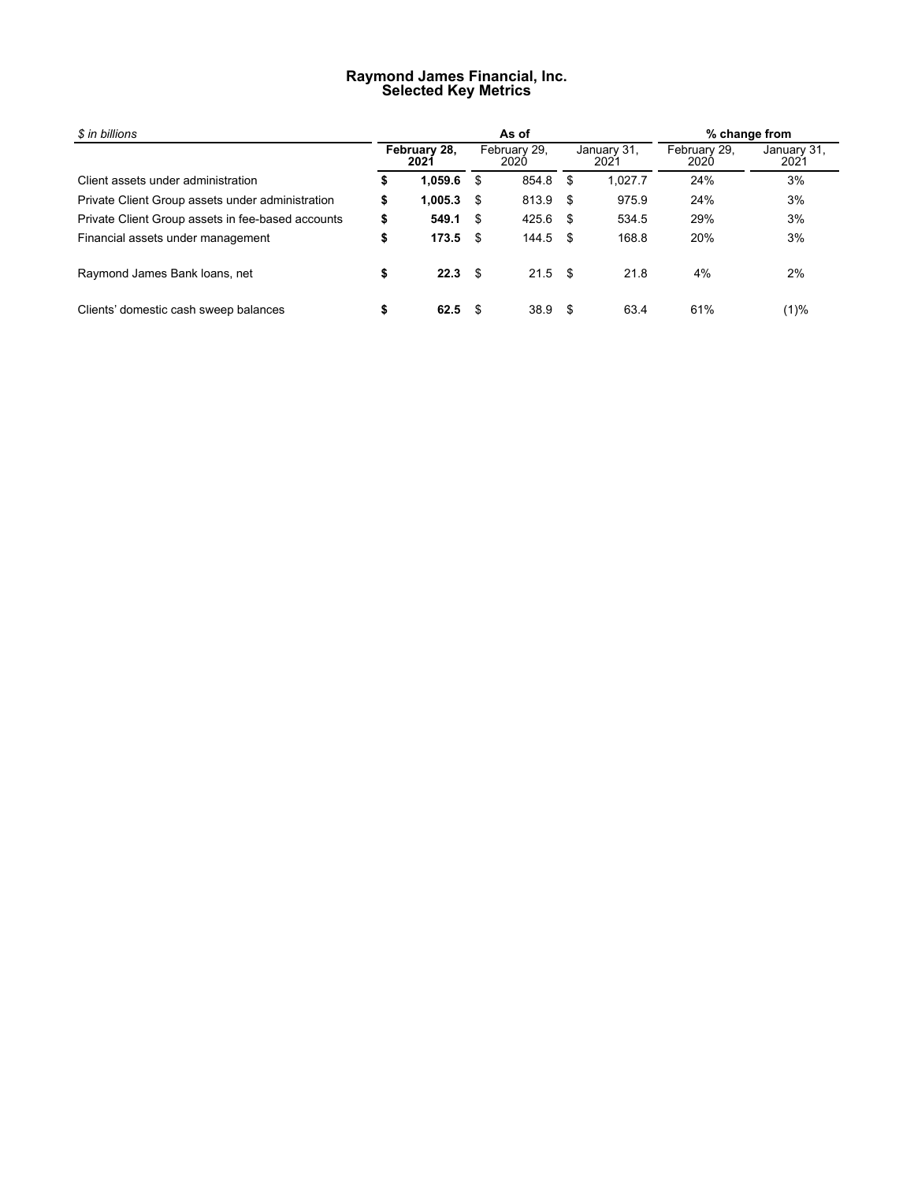# Raymond James Financial, Inc.
## Selected Key Metrics

| *$ in billions* | As of | | | % change from | |
|---|---|---|---|---|---|
| | **February 28, 2021** | February 29, 2020 | January 31, 2021 | February 29, 2020 | January 31, 2021 |
| Client assets under administration | **$ 1,059.6** | $ 854.8 | $ 1,027.7 | 24% | 3% |
| Private Client Group assets under administration | **$ 1,005.3** | $ 813.9 | $ 975.9 | 24% | 3% |
| Private Client Group assets in fee-based accounts | **$ 549.1** | $ 425.6 | $ 534.5 | 29% | 3% |
| Financial assets under management | **$ 173.5** | $ 144.5 | $ 168.8 | 20% | 3% |
| Raymond James Bank loans, net | **$ 22.3** | $ 21.5 | $ 21.8 | 4% | 2% |
| Clients' domestic cash sweep balances | **$ 62.5** | $ 38.9 | $ 63.4 | 61% | (1)% |